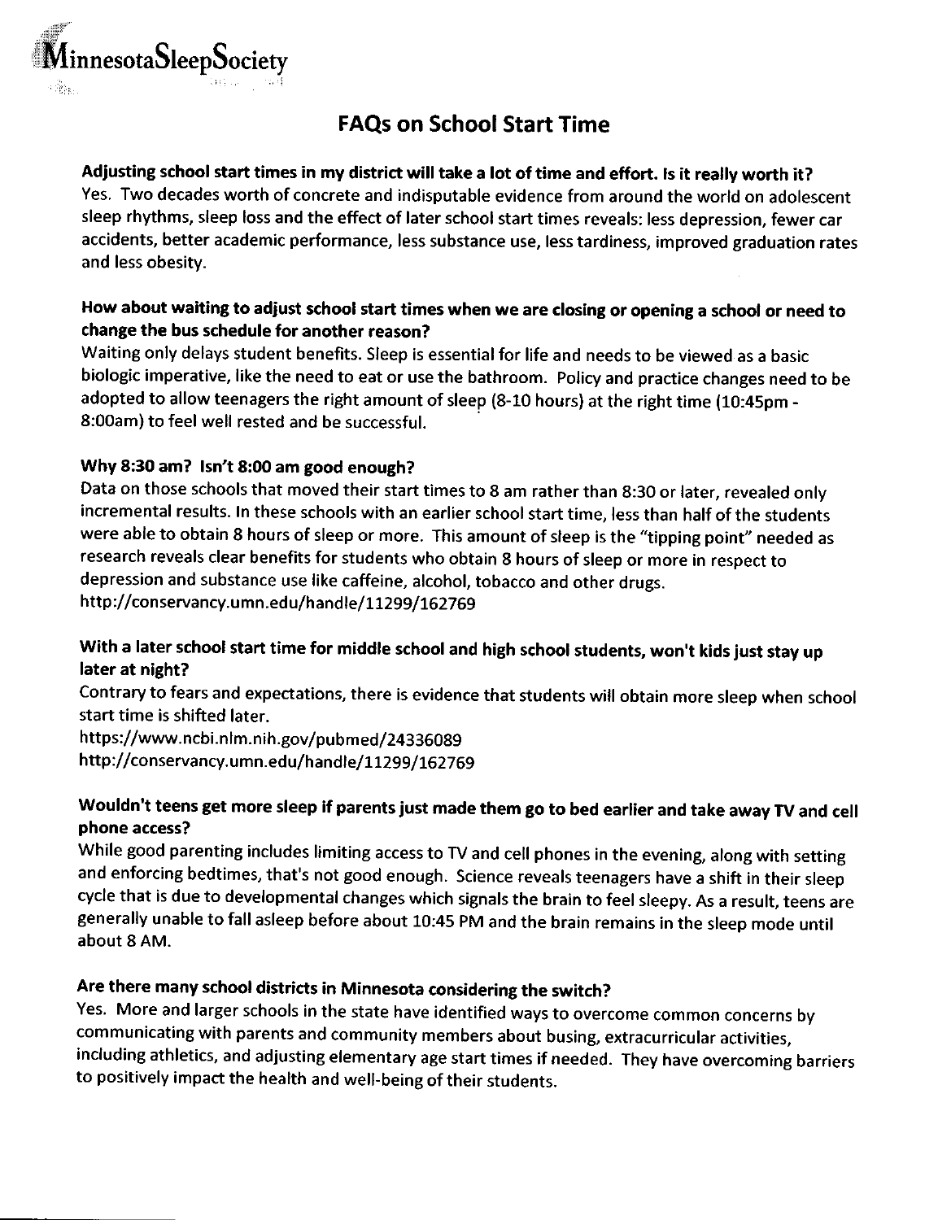MinnesotaSleepSociety

# FAQs on School Start Time

**Adjusting school start times in my district will take a lot of time and effort. Is it really worth it?**
Yes. Two decades worth of concrete and indisputable evidence from around the world on adolescent sleep rhythms, sleep loss and the effect of later school start times reveals: less depression, fewer car accidents, better academic performance, less substance use, less tardiness, improved graduation rates and less obesity.

**How about waiting to adjust school start times when we are closing or opening a school or need to change the bus schedule for another reason?**
Waiting only delays student benefits. Sleep is essential for life and needs to be viewed as a basic biologic imperative, like the need to eat or use the bathroom. Policy and practice changes need to be adopted to allow teenagers the right amount of sleep (8-10 hours) at the right time (10:45pm - 8:00am) to feel well rested and be successful.

**Why 8:30 am? Isn't 8:00 am good enough?**
Data on those schools that moved their start times to 8 am rather than 8:30 or later, revealed only incremental results. In these schools with an earlier school start time, less than half of the students were able to obtain 8 hours of sleep or more. This amount of sleep is the "tipping point" needed as research reveals clear benefits for students who obtain 8 hours of sleep or more in respect to depression and substance use like caffeine, alcohol, tobacco and other drugs.
http://conservancy.umn.edu/handle/11299/162769

**With a later school start time for middle school and high school students, won't kids just stay up later at night?**
Contrary to fears and expectations, there is evidence that students will obtain more sleep when school start time is shifted later.
https://www.ncbi.nlm.nih.gov/pubmed/24336089
http://conservancy.umn.edu/handle/11299/162769

**Wouldn't teens get more sleep if parents just made them go to bed earlier and take away TV and cell phone access?**
While good parenting includes limiting access to TV and cell phones in the evening, along with setting and enforcing bedtimes, that's not good enough. Science reveals teenagers have a shift in their sleep cycle that is due to developmental changes which signals the brain to feel sleepy. As a result, teens are generally unable to fall asleep before about 10:45 PM and the brain remains in the sleep mode until about 8 AM.

**Are there many school districts in Minnesota considering the switch?**
Yes. More and larger schools in the state have identified ways to overcome common concerns by communicating with parents and community members about busing, extracurricular activities, including athletics, and adjusting elementary age start times if needed. They have overcoming barriers to positively impact the health and well-being of their students.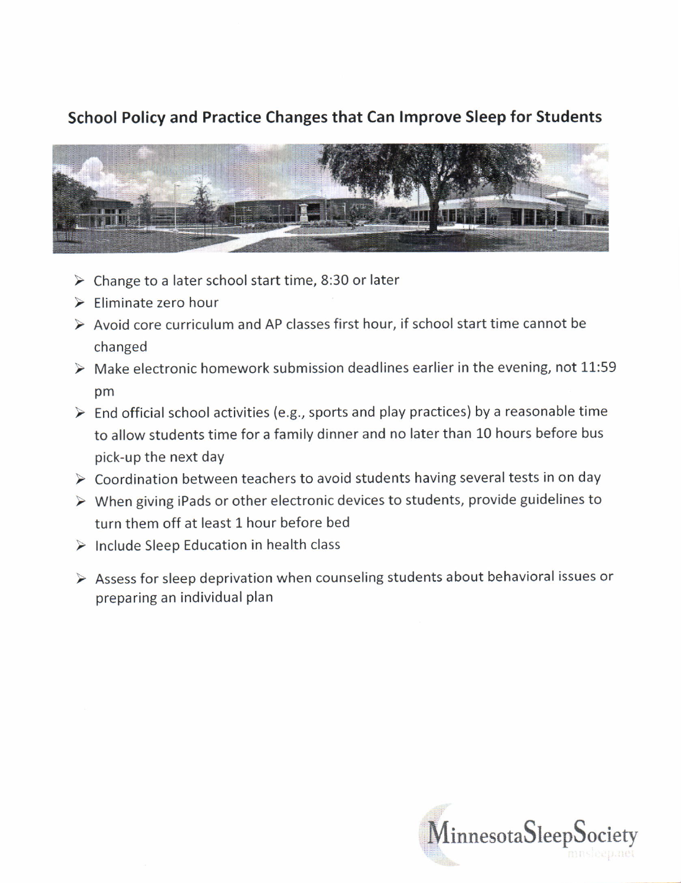## School Policy and Practice Changes that Can Improve Sleep for Students

- Change to a later school start time, 8:30 or later
- Eliminate zero hour
- Avoid core curriculum and AP classes first hour, if school start time cannot be changed
- Make electronic homework submission deadlines earlier in the evening, not 11:59 pm
- End official school activities (e.g., sports and play practices) by a reasonable time to allow students time for a family dinner and no later than 10 hours before bus pick-up the next day
- Coordination between teachers to avoid students having several tests in on day
- When giving iPads or other electronic devices to students, provide guidelines to turn them off at least 1 hour before bed
- Include Sleep Education in health class
- Assess for sleep deprivation when counseling students about behavioral issues or preparing an individual plan

MinnesotaSleepSociety
mnsleep.net